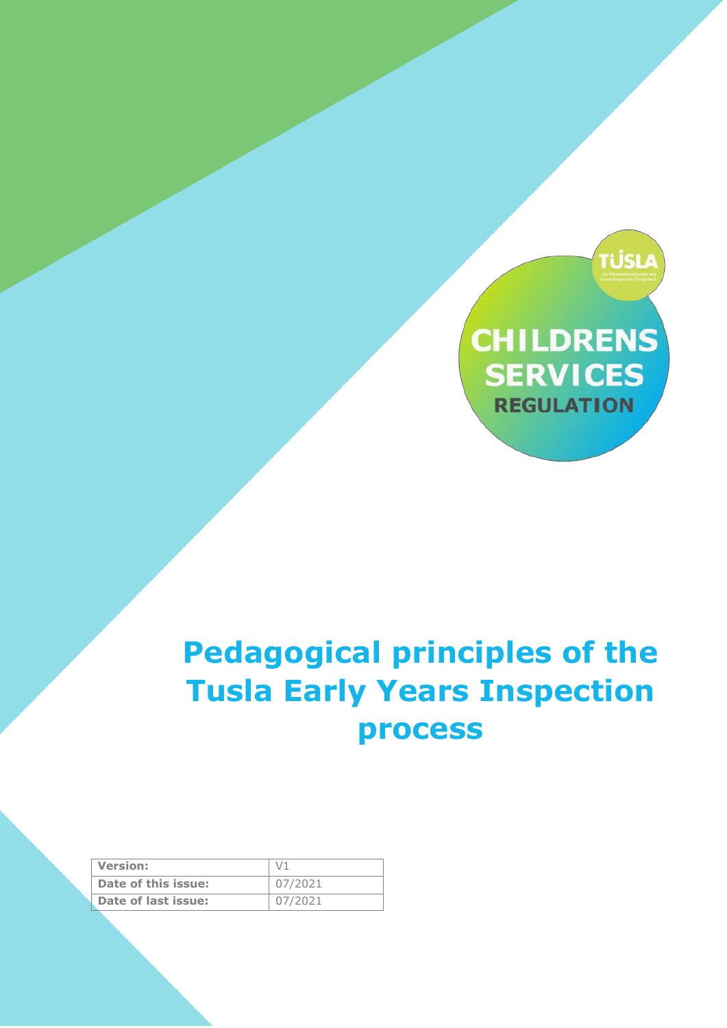TÚSLA

CHILDRENS SERVICES REGULATION

# Pedagogical principles of the Tusla Early Years Inspection process

| Version: | V1 |
| --- | --- |
| Date of this issue: | 07/2021 |
| Date of last issue: | 07/2021 |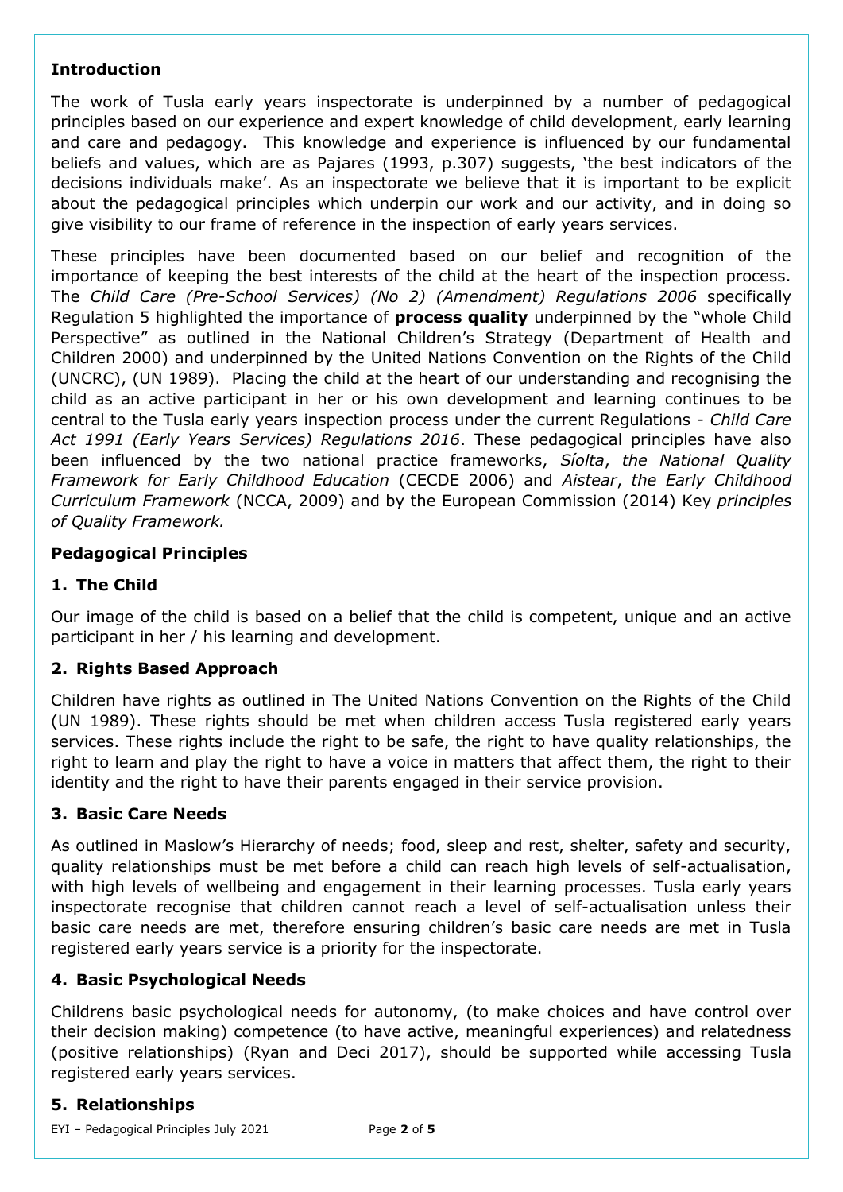## Introduction

The work of Tusla early years inspectorate is underpinned by a number of pedagogical principles based on our experience and expert knowledge of child development, early learning and care and pedagogy. This knowledge and experience is influenced by our fundamental beliefs and values, which are as Pajares (1993, p.307) suggests, 'the best indicators of the decisions individuals make'. As an inspectorate we believe that it is important to be explicit about the pedagogical principles which underpin our work and our activity, and in doing so give visibility to our frame of reference in the inspection of early years services.

These principles have been documented based on our belief and recognition of the importance of keeping the best interests of the child at the heart of the inspection process. The *Child Care (Pre-School Services) (No 2) (Amendment) Regulations 2006* specifically Regulation 5 highlighted the importance of **process quality** underpinned by the "whole Child Perspective" as outlined in the National Children's Strategy (Department of Health and Children 2000) and underpinned by the United Nations Convention on the Rights of the Child (UNCRC), (UN 1989). Placing the child at the heart of our understanding and recognising the child as an active participant in her or his own development and learning continues to be central to the Tusla early years inspection process under the current Regulations - *Child Care Act 1991 (Early Years Services) Regulations 2016*. These pedagogical principles have also been influenced by the two national practice frameworks, *Síolta*, *the National Quality Framework for Early Childhood Education* (CECDE 2006) and *Aistear*, *the Early Childhood Curriculum Framework* (NCCA, 2009) and by the European Commission (2014) Key *principles of Quality Framework.*

## Pedagogical Principles

### 1. The Child

Our image of the child is based on a belief that the child is competent, unique and an active participant in her / his learning and development.

### 2. Rights Based Approach

Children have rights as outlined in The United Nations Convention on the Rights of the Child (UN 1989). These rights should be met when children access Tusla registered early years services. These rights include the right to be safe, the right to have quality relationships, the right to learn and play the right to have a voice in matters that affect them, the right to their identity and the right to have their parents engaged in their service provision.

### 3. Basic Care Needs

As outlined in Maslow's Hierarchy of needs; food, sleep and rest, shelter, safety and security, quality relationships must be met before a child can reach high levels of self-actualisation, with high levels of wellbeing and engagement in their learning processes. Tusla early years inspectorate recognise that children cannot reach a level of self-actualisation unless their basic care needs are met, therefore ensuring children's basic care needs are met in Tusla registered early years service is a priority for the inspectorate.

### 4. Basic Psychological Needs

Childrens basic psychological needs for autonomy, (to make choices and have control over their decision making) competence (to have active, meaningful experiences) and relatedness (positive relationships) (Ryan and Deci 2017), should be supported while accessing Tusla registered early years services.

### 5. Relationships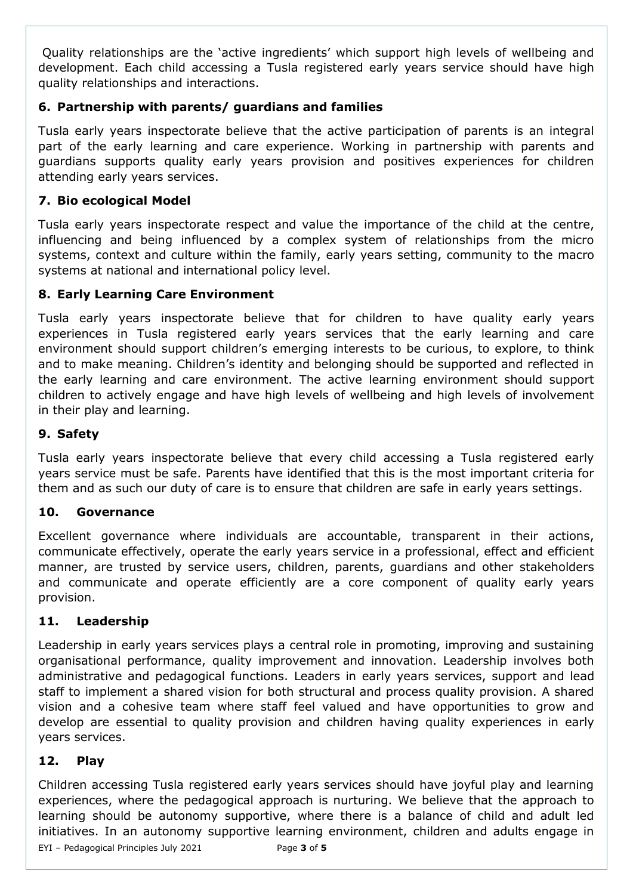Quality relationships are the 'active ingredients' which support high levels of wellbeing and development. Each child accessing a Tusla registered early years service should have high quality relationships and interactions.

### 6. Partnership with parents/ guardians and families

Tusla early years inspectorate believe that the active participation of parents is an integral part of the early learning and care experience. Working in partnership with parents and guardians supports quality early years provision and positives experiences for children attending early years services.

### 7. Bio ecological Model

Tusla early years inspectorate respect and value the importance of the child at the centre, influencing and being influenced by a complex system of relationships from the micro systems, context and culture within the family, early years setting, community to the macro systems at national and international policy level.

### 8. Early Learning Care Environment

Tusla early years inspectorate believe that for children to have quality early years experiences in Tusla registered early years services that the early learning and care environment should support children's emerging interests to be curious, to explore, to think and to make meaning. Children's identity and belonging should be supported and reflected in the early learning and care environment. The active learning environment should support children to actively engage and have high levels of wellbeing and high levels of involvement in their play and learning.

### 9. Safety

Tusla early years inspectorate believe that every child accessing a Tusla registered early years service must be safe. Parents have identified that this is the most important criteria for them and as such our duty of care is to ensure that children are safe in early years settings.

### 10. Governance

Excellent governance where individuals are accountable, transparent in their actions, communicate effectively, operate the early years service in a professional, effect and efficient manner, are trusted by service users, children, parents, guardians and other stakeholders and communicate and operate efficiently are a core component of quality early years provision.

### 11. Leadership

Leadership in early years services plays a central role in promoting, improving and sustaining organisational performance, quality improvement and innovation. Leadership involves both administrative and pedagogical functions. Leaders in early years services, support and lead staff to implement a shared vision for both structural and process quality provision. A shared vision and a cohesive team where staff feel valued and have opportunities to grow and develop are essential to quality provision and children having quality experiences in early years services.

### 12. Play

Children accessing Tusla registered early years services should have joyful play and learning experiences, where the pedagogical approach is nurturing. We believe that the approach to learning should be autonomy supportive, where there is a balance of child and adult led initiatives. In an autonomy supportive learning environment, children and adults engage in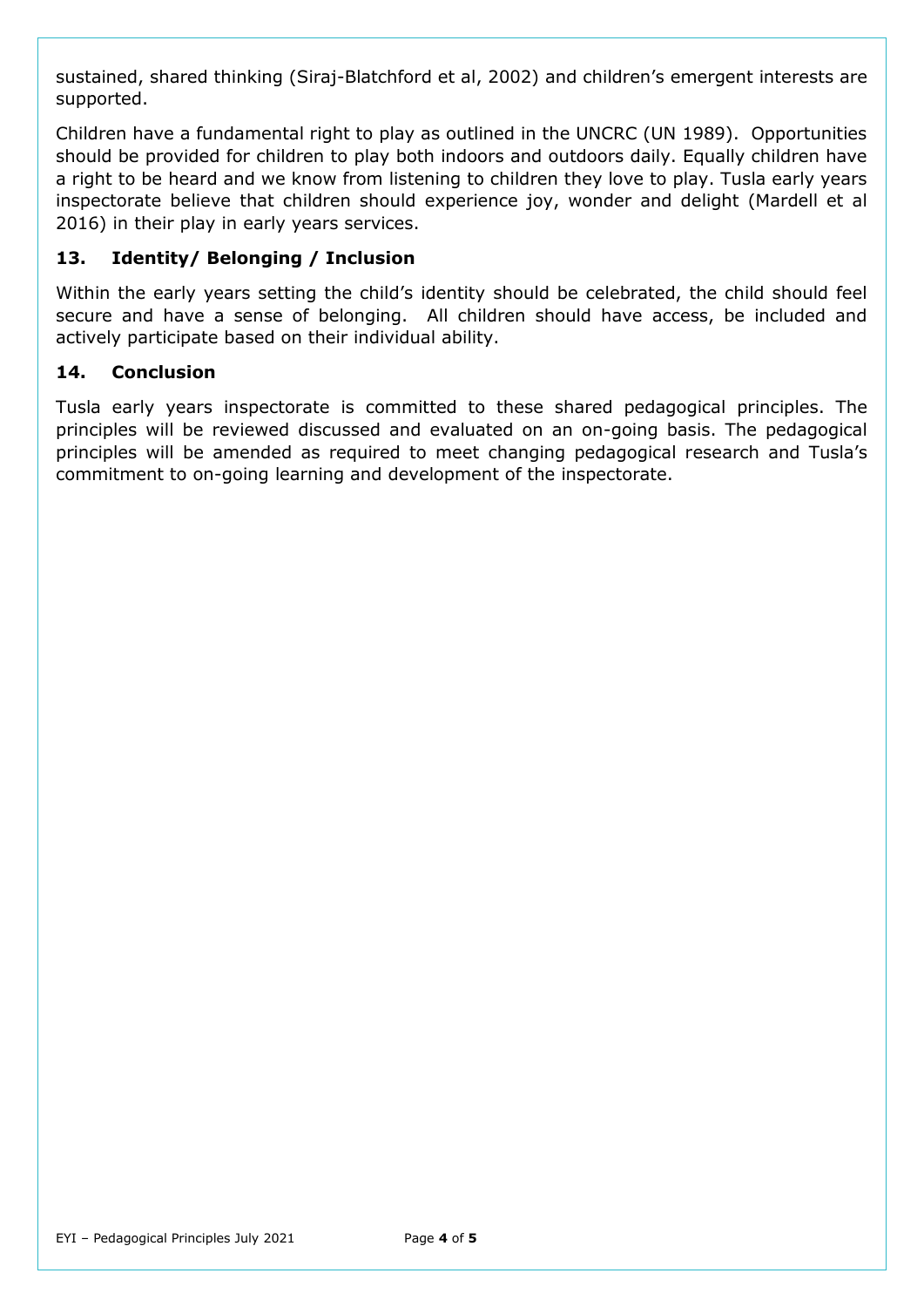sustained, shared thinking (Siraj-Blatchford et al, 2002) and children's emergent interests are supported.

Children have a fundamental right to play as outlined in the UNCRC (UN 1989). Opportunities should be provided for children to play both indoors and outdoors daily. Equally children have a right to be heard and we know from listening to children they love to play. Tusla early years inspectorate believe that children should experience joy, wonder and delight (Mardell et al 2016) in their play in early years services.

## 13. Identity/ Belonging / Inclusion

Within the early years setting the child's identity should be celebrated, the child should feel secure and have a sense of belonging. All children should have access, be included and actively participate based on their individual ability.

## 14. Conclusion

Tusla early years inspectorate is committed to these shared pedagogical principles. The principles will be reviewed discussed and evaluated on an on-going basis. The pedagogical principles will be amended as required to meet changing pedagogical research and Tusla's commitment to on-going learning and development of the inspectorate.